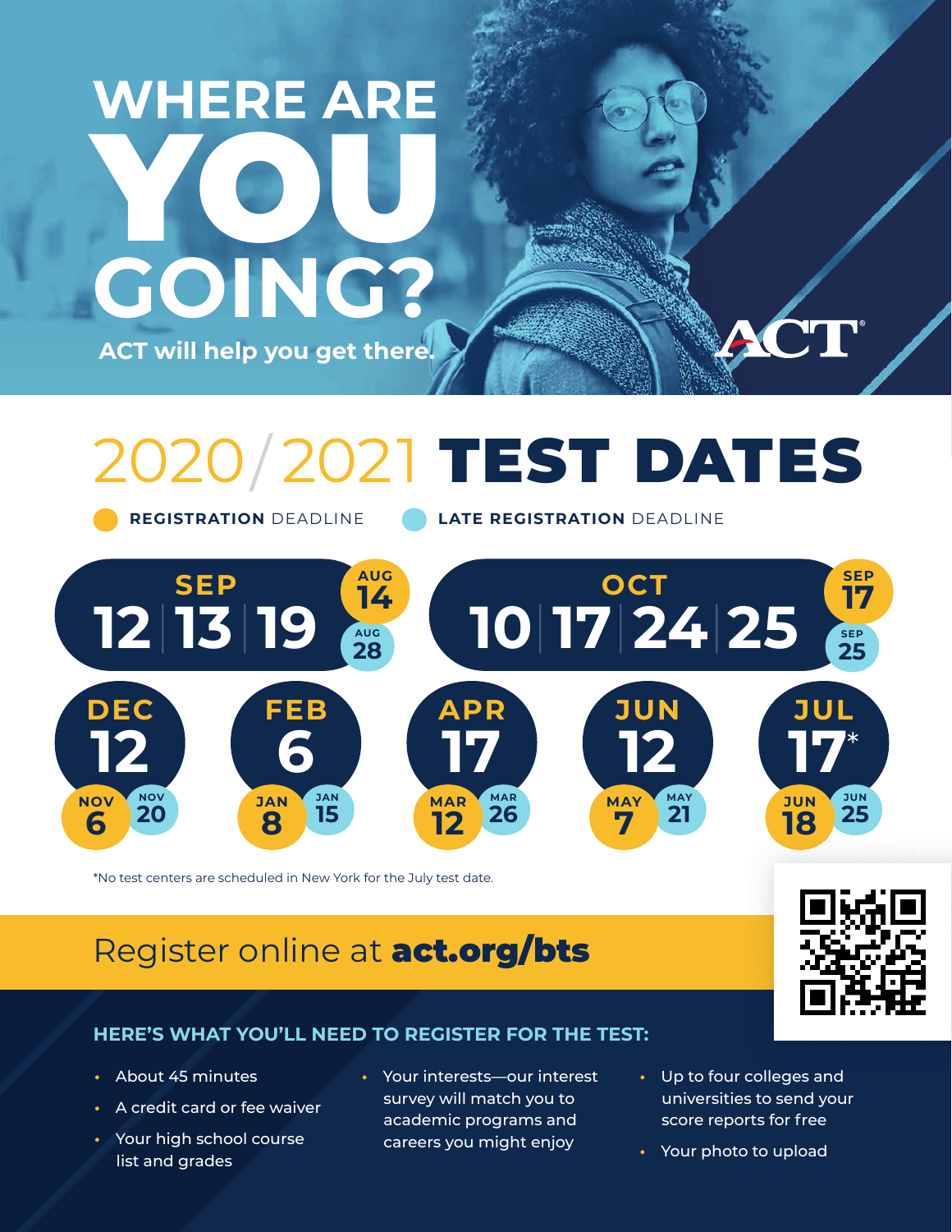# WHERE ARE YOU GOING?

ACT will help you get there.

ACT®

## 2020/2021 TEST DATES

- REGISTRATION DEADLINE
- LATE REGISTRATION DEADLINE

| Test Date(s) | Registration Deadline | Late Registration Deadline |
|---|---|---|
| SEP 12, 13, 19 | AUG 14 | AUG 28 |
| OCT 10, 17, 24, 25 | SEP 17 | SEP 25 |
| DEC 12 | NOV 6 | NOV 20 |
| FEB 6 | JAN 8 | JAN 15 |
| APR 17 | MAR 12 | MAR 26 |
| JUN 12 | MAY 7 | MAY 21 |
| JUL 17* | JUN 18 | JUN 25 |

*No test centers are scheduled in New York for the July test date.

Register online at **act.org/bts**

### HERE'S WHAT YOU'LL NEED TO REGISTER FOR THE TEST:

- About 45 minutes
- A credit card or fee waiver
- Your high school course list and grades
- Your interests—our interest survey will match you to academic programs and careers you might enjoy
- Up to four colleges and universities to send your score reports for free
- Your photo to upload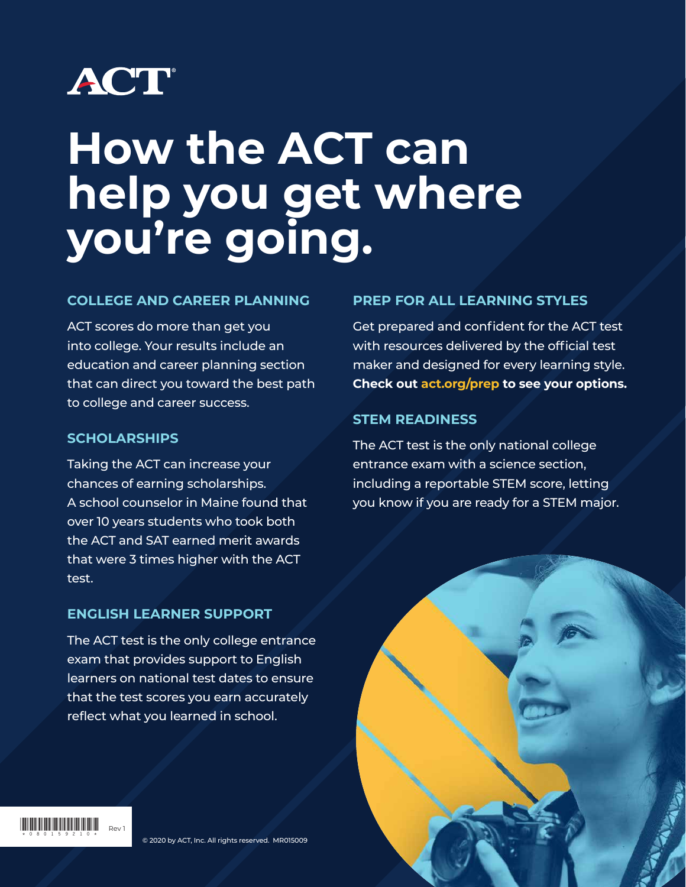ACT

# How the ACT can help you get where you're going.

## COLLEGE AND CAREER PLANNING

ACT scores do more than get you into college. Your results include an education and career planning section that can direct you toward the best path to college and career success.

## SCHOLARSHIPS

Taking the ACT can increase your chances of earning scholarships. A school counselor in Maine found that over 10 years students who took both the ACT and SAT earned merit awards that were 3 times higher with the ACT test.

## ENGLISH LEARNER SUPPORT

The ACT test is the only college entrance exam that provides support to English learners on national test dates to ensure that the test scores you earn accurately reflect what you learned in school.

## PREP FOR ALL LEARNING STYLES

Get prepared and confident for the ACT test with resources delivered by the official test maker and designed for every learning style. **Check out act.org/prep to see your options.**

## STEM READINESS

The ACT test is the only national college entrance exam with a science section, including a reportable STEM score, letting you know if you are ready for a STEM major.

*0801592 10* Rev 1

© 2020 by ACT, Inc. All rights reserved. MR015009